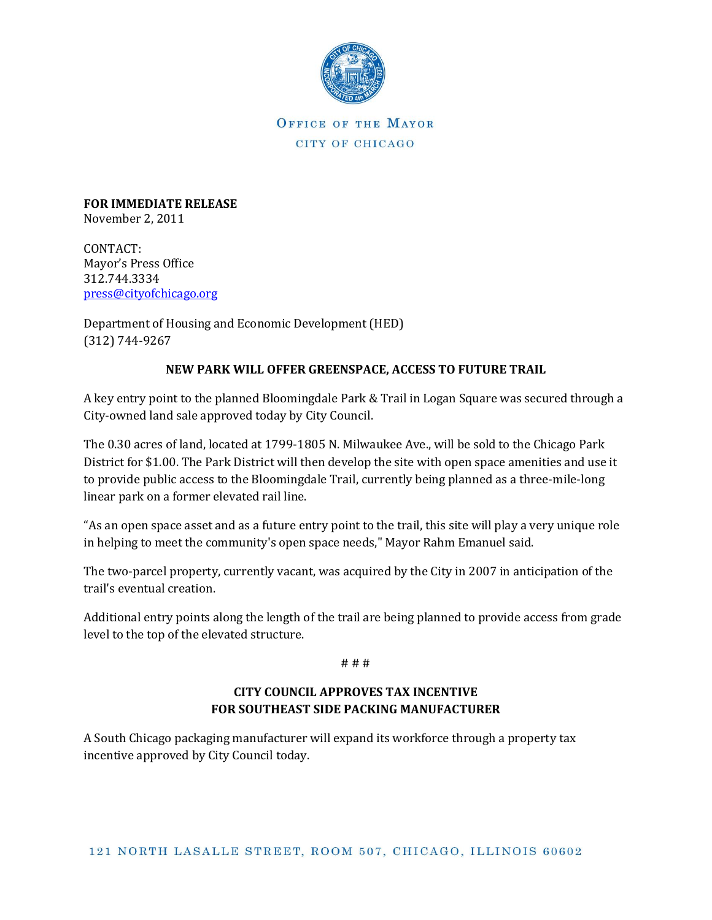OFFICE OF THE MAYOR

CITY OF CHICAGO

**FOR IMMEDIATE RELEASE**
November 2, 2011

CONTACT:
Mayor's Press Office
312.744.3334
press@cityofchicago.org

Department of Housing and Economic Development (HED)
(312) 744-9267

## NEW PARK WILL OFFER GREENSPACE, ACCESS TO FUTURE TRAIL

A key entry point to the planned Bloomingdale Park & Trail in Logan Square was secured through a City-owned land sale approved today by City Council.

The 0.30 acres of land, located at 1799-1805 N. Milwaukee Ave., will be sold to the Chicago Park District for $1.00. The Park District will then develop the site with open space amenities and use it to provide public access to the Bloomingdale Trail, currently being planned as a three-mile-long linear park on a former elevated rail line.

"As an open space asset and as a future entry point to the trail, this site will play a very unique role in helping to meet the community's open space needs," Mayor Rahm Emanuel said.

The two-parcel property, currently vacant, was acquired by the City in 2007 in anticipation of the trail's eventual creation.

Additional entry points along the length of the trail are being planned to provide access from grade level to the top of the elevated structure.

# # #

## CITY COUNCIL APPROVES TAX INCENTIVE FOR SOUTHEAST SIDE PACKING MANUFACTURER

A South Chicago packaging manufacturer will expand its workforce through a property tax incentive approved by City Council today.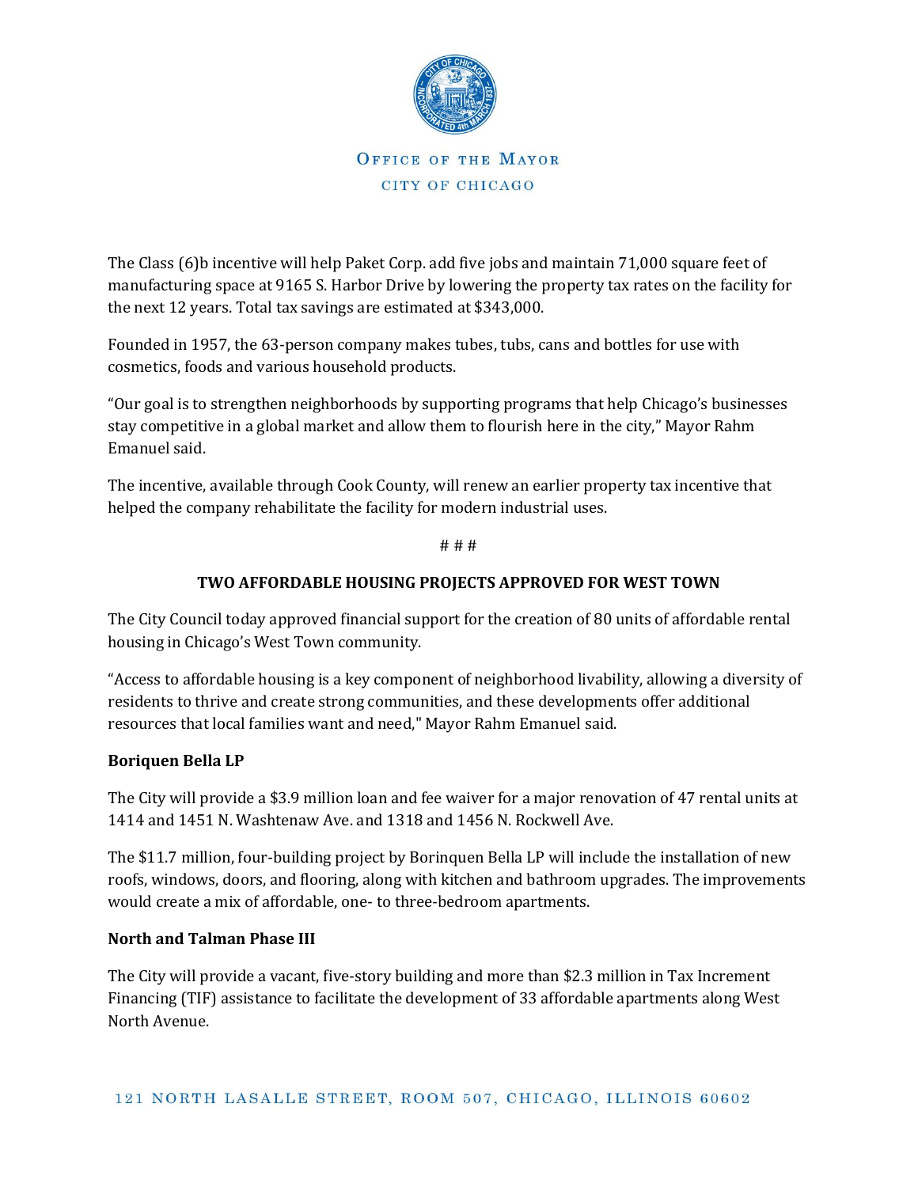The Class (6)b incentive will help Paket Corp. add five jobs and maintain 71,000 square feet of manufacturing space at 9165 S. Harbor Drive by lowering the property tax rates on the facility for the next 12 years. Total tax savings are estimated at $343,000.

Founded in 1957, the 63-person company makes tubes, tubs, cans and bottles for use with cosmetics, foods and various household products.

"Our goal is to strengthen neighborhoods by supporting programs that help Chicago's businesses stay competitive in a global market and allow them to flourish here in the city," Mayor Rahm Emanuel said.

The incentive, available through Cook County, will renew an earlier property tax incentive that helped the company rehabilitate the facility for modern industrial uses.

# # #

**TWO AFFORDABLE HOUSING PROJECTS APPROVED FOR WEST TOWN**

The City Council today approved financial support for the creation of 80 units of affordable rental housing in Chicago's West Town community.

"Access to affordable housing is a key component of neighborhood livability, allowing a diversity of residents to thrive and create strong communities, and these developments offer additional resources that local families want and need," Mayor Rahm Emanuel said.

**Boriquen Bella LP**

The City will provide a $3.9 million loan and fee waiver for a major renovation of 47 rental units at 1414 and 1451 N. Washtenaw Ave. and 1318 and 1456 N. Rockwell Ave.

The $11.7 million, four-building project by Borinquen Bella LP will include the installation of new roofs, windows, doors, and flooring, along with kitchen and bathroom upgrades. The improvements would create a mix of affordable, one- to three-bedroom apartments.

**North and Talman Phase III**

The City will provide a vacant, five-story building and more than $2.3 million in Tax Increment Financing (TIF) assistance to facilitate the development of 33 affordable apartments along West North Avenue.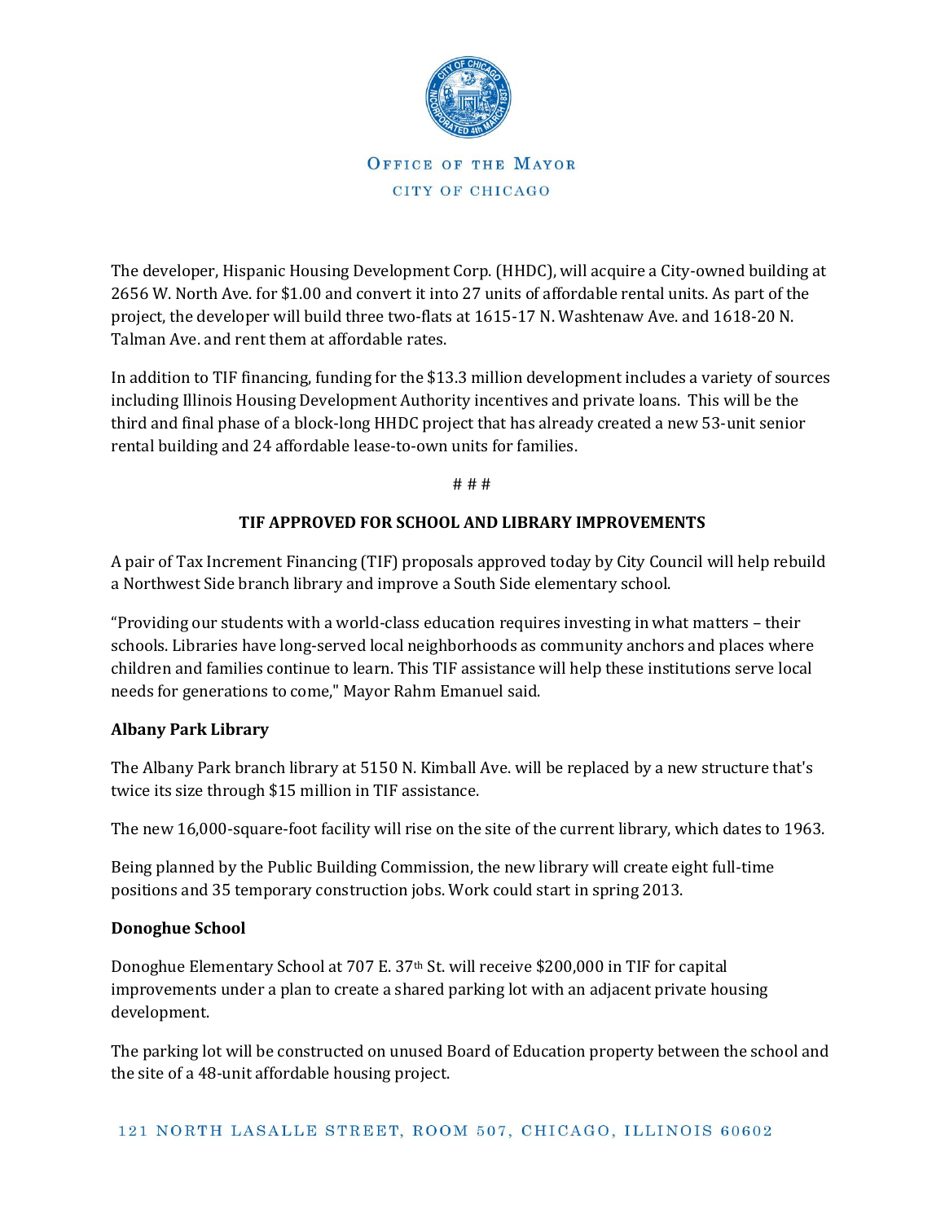The developer, Hispanic Housing Development Corp. (HHDC), will acquire a City-owned building at 2656 W. North Ave. for $1.00 and convert it into 27 units of affordable rental units. As part of the project, the developer will build three two-flats at 1615-17 N. Washtenaw Ave. and 1618-20 N. Talman Ave. and rent them at affordable rates.

In addition to TIF financing, funding for the $13.3 million development includes a variety of sources including Illinois Housing Development Authority incentives and private loans. This will be the third and final phase of a block-long HHDC project that has already created a new 53-unit senior rental building and 24 affordable lease-to-own units for families.

# # #

**TIF APPROVED FOR SCHOOL AND LIBRARY IMPROVEMENTS**

A pair of Tax Increment Financing (TIF) proposals approved today by City Council will help rebuild a Northwest Side branch library and improve a South Side elementary school.

"Providing our students with a world-class education requires investing in what matters – their schools. Libraries have long-served local neighborhoods as community anchors and places where children and families continue to learn. This TIF assistance will help these institutions serve local needs for generations to come," Mayor Rahm Emanuel said.

**Albany Park Library**

The Albany Park branch library at 5150 N. Kimball Ave. will be replaced by a new structure that's twice its size through $15 million in TIF assistance.

The new 16,000-square-foot facility will rise on the site of the current library, which dates to 1963.

Being planned by the Public Building Commission, the new library will create eight full-time positions and 35 temporary construction jobs. Work could start in spring 2013.

**Donoghue School**

Donoghue Elementary School at 707 E. 37th St. will receive $200,000 in TIF for capital improvements under a plan to create a shared parking lot with an adjacent private housing development.

The parking lot will be constructed on unused Board of Education property between the school and the site of a 48-unit affordable housing project.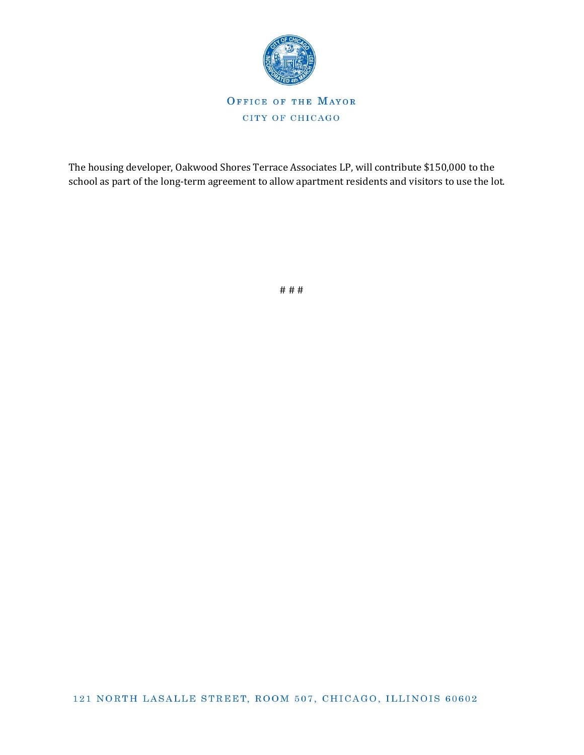The housing developer, Oakwood Shores Terrace Associates LP, will contribute $150,000 to the school as part of the long-term agreement to allow apartment residents and visitors to use the lot.

# # #